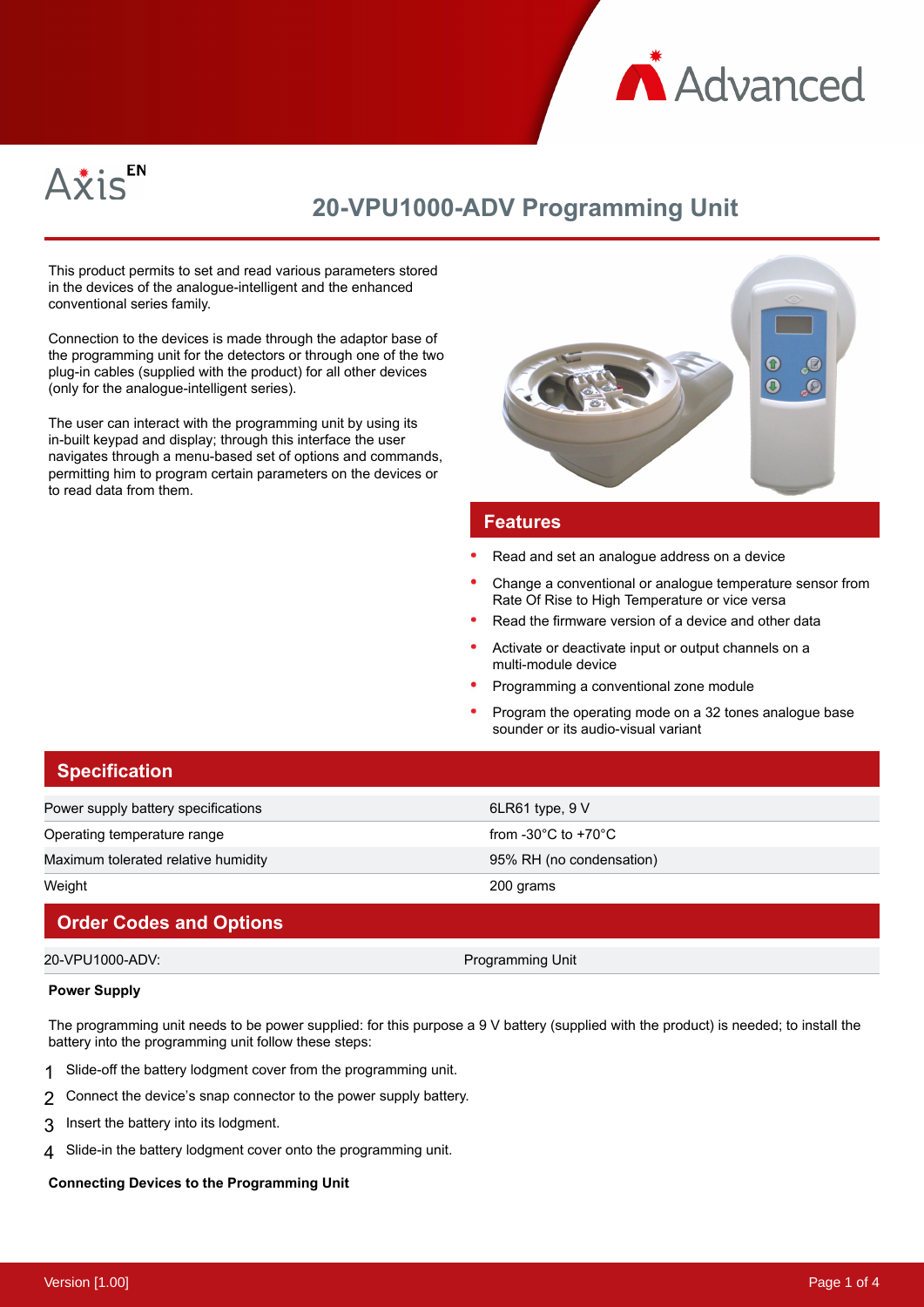Axis EN

# 20-VPU1000-ADV Programming Unit

This product permits to set and read various parameters stored in the devices of the analogue-intelligent and the enhanced conventional series family.

Connection to the devices is made through the adaptor base of the programming unit for the detectors or through one of the two plug-in cables (supplied with the product) for all other devices (only for the analogue-intelligent series).

The user can interact with the programming unit by using its in-built keypad and display; through this interface the user navigates through a menu-based set of options and commands, permitting him to program certain parameters on the devices or to read data from them.

## Features

- Read and set an analogue address on a device
- Change a conventional or analogue temperature sensor from Rate Of Rise to High Temperature or vice versa
- Read the firmware version of a device and other data
- Activate or deactivate input or output channels on a multi-module device
- Programming a conventional zone module
- Program the operating mode on a 32 tones analogue base sounder or its audio-visual variant

## Specification

| | |
|---|---|
| Power supply battery specifications | 6LR61 type, 9 V |
| Operating temperature range | from -30°C to +70°C |
| Maximum tolerated relative humidity | 95% RH (no condensation) |
| Weight | 200 grams |

## Order Codes and Options

| | |
|---|---|
| 20-VPU1000-ADV: | Programming Unit |

**Power Supply**

The programming unit needs to be power supplied: for this purpose a 9 V battery (supplied with the product) is needed; to install the battery into the programming unit follow these steps:

1. Slide-off the battery lodgment cover from the programming unit.
2. Connect the device's snap connector to the power supply battery.
3. Insert the battery into its lodgment.
4. Slide-in the battery lodgment cover onto the programming unit.

**Connecting Devices to the Programming Unit**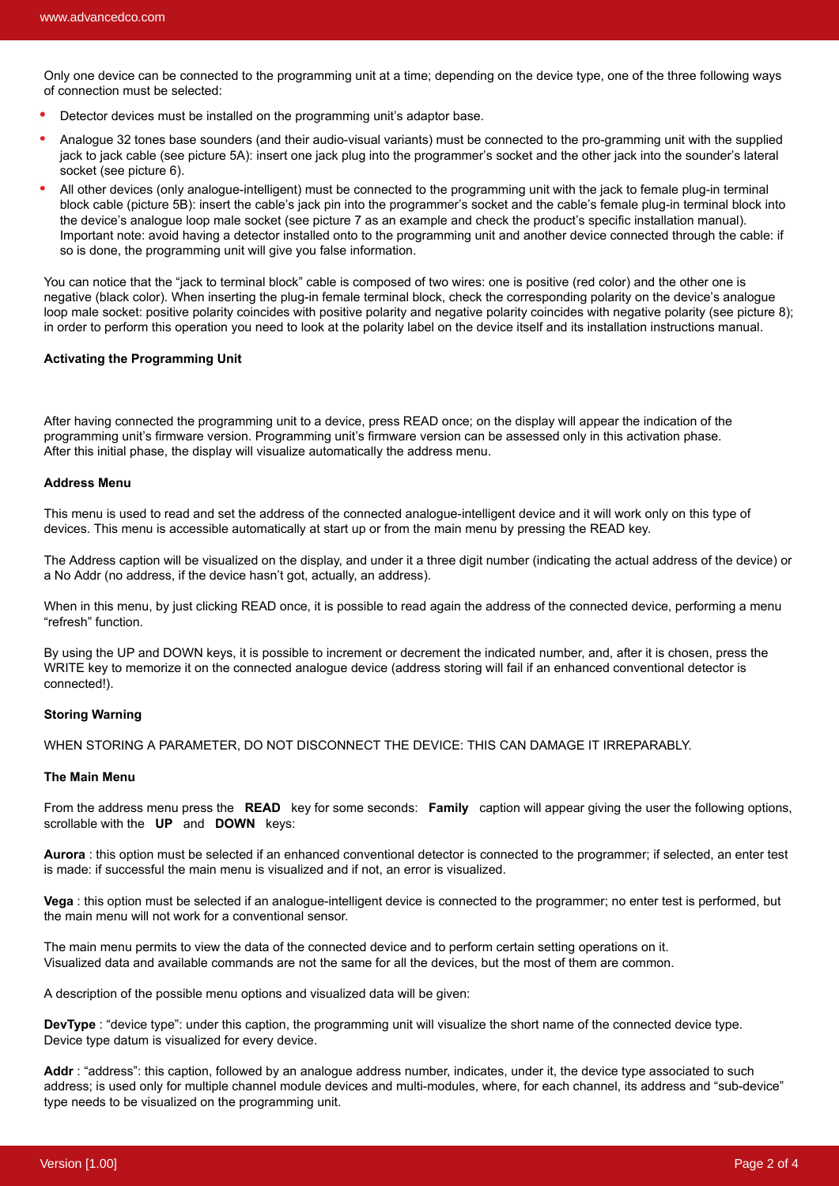Only one device can be connected to the programming unit at a time; depending on the device type, one of the three following ways of connection must be selected:

- Detector devices must be installed on the programming unit's adaptor base.
- Analogue 32 tones base sounders (and their audio-visual variants) must be connected to the pro-gramming unit with the supplied jack to jack cable (see picture 5A): insert one jack plug into the programmer's socket and the other jack into the sounder's lateral socket (see picture 6).
- All other devices (only analogue-intelligent) must be connected to the programming unit with the jack to female plug-in terminal block cable (picture 5B): insert the cable's jack pin into the programmer's socket and the cable's female plug-in terminal block into the device's analogue loop male socket (see picture 7 as an example and check the product's specific installation manual). Important note: avoid having a detector installed onto to the programming unit and another device connected through the cable: if so is done, the programming unit will give you false information.

You can notice that the "jack to terminal block" cable is composed of two wires: one is positive (red color) and the other one is negative (black color). When inserting the plug-in female terminal block, check the corresponding polarity on the device's analogue loop male socket: positive polarity coincides with positive polarity and negative polarity coincides with negative polarity (see picture 8); in order to perform this operation you need to look at the polarity label on the device itself and its installation instructions manual.

**Activating the Programming Unit**

After having connected the programming unit to a device, press READ once; on the display will appear the indication of the programming unit's firmware version. Programming unit's firmware version can be assessed only in this activation phase. After this initial phase, the display will visualize automatically the address menu.

**Address Menu**

This menu is used to read and set the address of the connected analogue-intelligent device and it will work only on this type of devices. This menu is accessible automatically at start up or from the main menu by pressing the READ key.

The Address caption will be visualized on the display, and under it a three digit number (indicating the actual address of the device) or a No Addr (no address, if the device hasn't got, actually, an address).

When in this menu, by just clicking READ once, it is possible to read again the address of the connected device, performing a menu "refresh" function.

By using the UP and DOWN keys, it is possible to increment or decrement the indicated number, and, after it is chosen, press the WRITE key to memorize it on the connected analogue device (address storing will fail if an enhanced conventional detector is connected!).

**Storing Warning**

WHEN STORING A PARAMETER, DO NOT DISCONNECT THE DEVICE: THIS CAN DAMAGE IT IRREPARABLY.

**The Main Menu**

From the address menu press the **READ** key for some seconds: **Family** caption will appear giving the user the following options, scrollable with the **UP** and **DOWN** keys:

**Aurora** : this option must be selected if an enhanced conventional detector is connected to the programmer; if selected, an enter test is made: if successful the main menu is visualized and if not, an error is visualized.

**Vega** : this option must be selected if an analogue-intelligent device is connected to the programmer; no enter test is performed, but the main menu will not work for a conventional sensor.

The main menu permits to view the data of the connected device and to perform certain setting operations on it.
Visualized data and available commands are not the same for all the devices, but the most of them are common.

A description of the possible menu options and visualized data will be given:

**DevType** : "device type": under this caption, the programming unit will visualize the short name of the connected device type.
Device type datum is visualized for every device.

**Addr** : "address": this caption, followed by an analogue address number, indicates, under it, the device type associated to such address; is used only for multiple channel module devices and multi-modules, where, for each channel, its address and "sub-device" type needs to be visualized on the programming unit.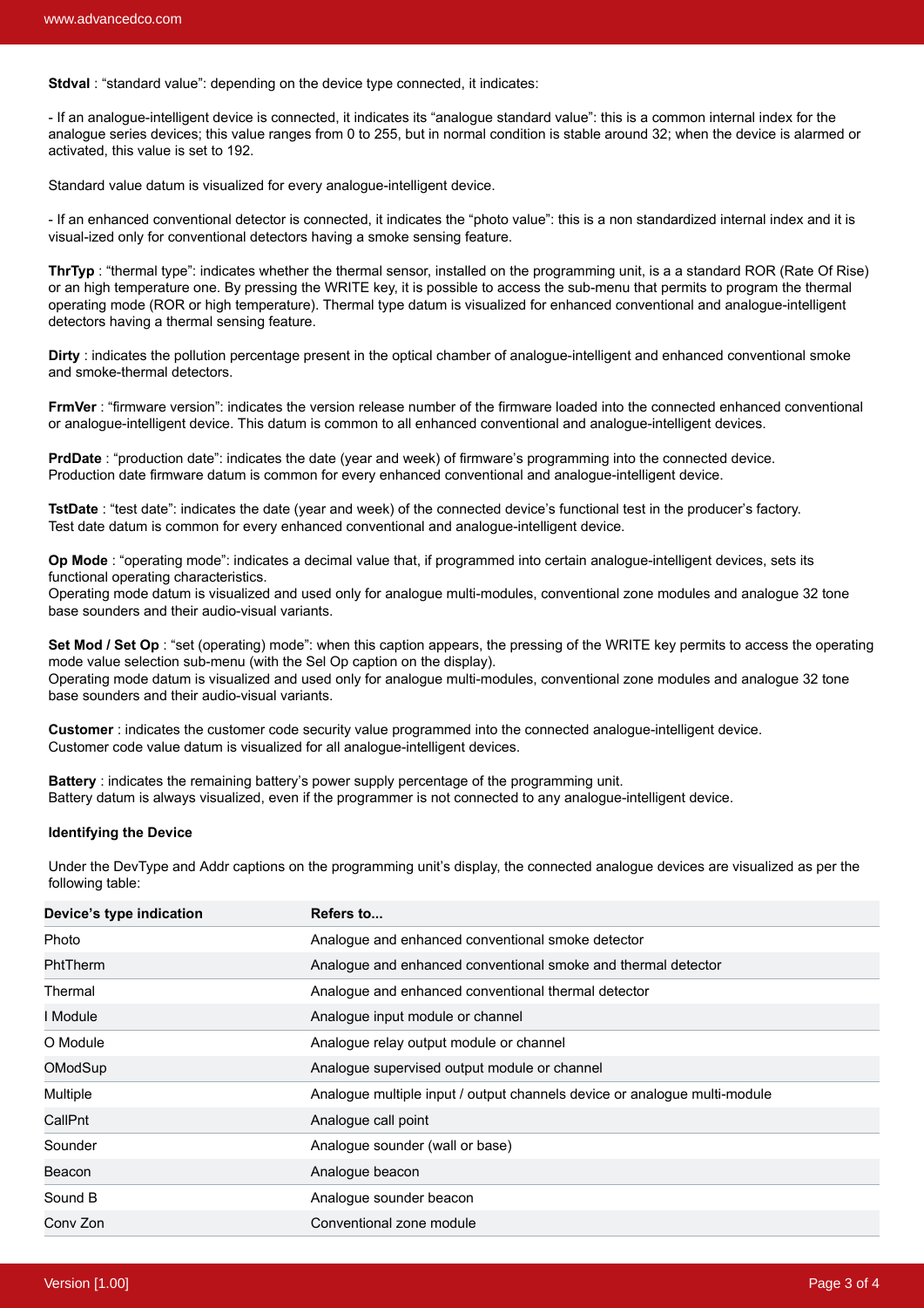**Stdval** : "standard value": depending on the device type connected, it indicates:

- If an analogue-intelligent device is connected, it indicates its "analogue standard value": this is a common internal index for the analogue series devices; this value ranges from 0 to 255, but in normal condition is stable around 32; when the device is alarmed or activated, this value is set to 192.

Standard value datum is visualized for every analogue-intelligent device.

- If an enhanced conventional detector is connected, it indicates the "photo value": this is a non standardized internal index and it is visual-ized only for conventional detectors having a smoke sensing feature.

**ThrTyp** : "thermal type": indicates whether the thermal sensor, installed on the programming unit, is a a standard ROR (Rate Of Rise) or an high temperature one. By pressing the WRITE key, it is possible to access the sub-menu that permits to program the thermal operating mode (ROR or high temperature). Thermal type datum is visualized for enhanced conventional and analogue-intelligent detectors having a thermal sensing feature.

**Dirty** : indicates the pollution percentage present in the optical chamber of analogue-intelligent and enhanced conventional smoke and smoke-thermal detectors.

**FrmVer** : "firmware version": indicates the version release number of the firmware loaded into the connected enhanced conventional or analogue-intelligent device. This datum is common to all enhanced conventional and analogue-intelligent devices.

**PrdDate** : "production date": indicates the date (year and week) of firmware's programming into the connected device.
Production date firmware datum is common for every enhanced conventional and analogue-intelligent device.

**TstDate** : "test date": indicates the date (year and week) of the connected device's functional test in the producer's factory.
Test date datum is common for every enhanced conventional and analogue-intelligent device.

**Op Mode** : "operating mode": indicates a decimal value that, if programmed into certain analogue-intelligent devices, sets its functional operating characteristics.
Operating mode datum is visualized and used only for analogue multi-modules, conventional zone modules and analogue 32 tone base sounders and their audio-visual variants.

**Set Mod / Set Op** : "set (operating) mode": when this caption appears, the pressing of the WRITE key permits to access the operating mode value selection sub-menu (with the Sel Op caption on the display).
Operating mode datum is visualized and used only for analogue multi-modules, conventional zone modules and analogue 32 tone base sounders and their audio-visual variants.

**Customer** : indicates the customer code security value programmed into the connected analogue-intelligent device.
Customer code value datum is visualized for all analogue-intelligent devices.

**Battery** : indicates the remaining battery's power supply percentage of the programming unit.
Battery datum is always visualized, even if the programmer is not connected to any analogue-intelligent device.

**Identifying the Device**

Under the DevType and Addr captions on the programming unit's display, the connected analogue devices are visualized as per the following table:

| Device's type indication | Refers to... |
|---|---|
| Photo | Analogue and enhanced conventional smoke detector |
| PhtTherm | Analogue and enhanced conventional smoke and thermal detector |
| Thermal | Analogue and enhanced conventional thermal detector |
| I Module | Analogue input module or channel |
| O Module | Analogue relay output module or channel |
| OModSup | Analogue supervised output module or channel |
| Multiple | Analogue multiple input / output channels device or analogue multi-module |
| CallPnt | Analogue call point |
| Sounder | Analogue sounder (wall or base) |
| Beacon | Analogue beacon |
| Sound B | Analogue sounder beacon |
| Conv Zon | Conventional zone module |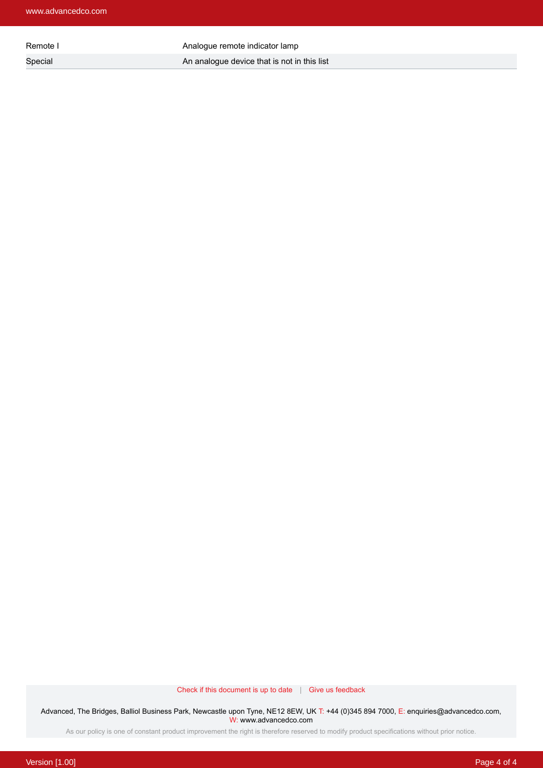| | |
|---|---|
| Remote I | Analogue remote indicator lamp |
| Special | An analogue device that is not in this list |

Check if this document is up to date | Give us feedback

Advanced, The Bridges, Balliol Business Park, Newcastle upon Tyne, NE12 8EW, UK T: +44 (0)345 894 7000, E: enquiries@advancedco.com, W: www.advancedco.com

As our policy is one of constant product improvement the right is therefore reserved to modify product specifications without prior notice.